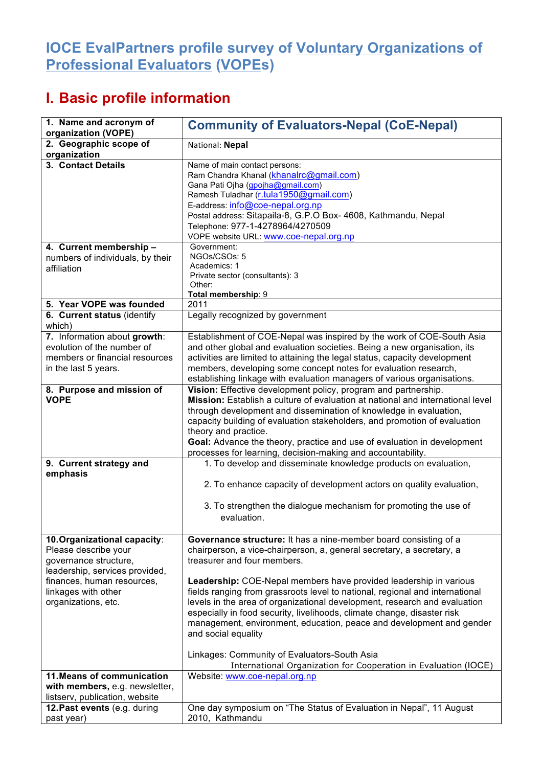# IOCE EvalPartners profile survey of Voluntary Organizations of Professional Evaluators (VOPEs)

## I. Basic profile information

| | |
|---|---|
| **1. Name and acronym of organization (VOPE)** | **Community of Evaluators-Nepal (CoE-Nepal)** |
| **2. Geographic scope of organization** | National: **Nepal** |
| **3. Contact Details** | Name of main contact persons:<br>Ram Chandra Khanal (khanalrc@gmail.com)<br>Gana Pati Ojha (gpojha@gmail.com)<br>Ramesh Tuladhar (r.tula1950@gmail.com)<br>E-address: info@coe-nepal.org.np<br>Postal address: Sitapaila-8, G.P.O Box- 4608, Kathmandu, Nepal<br>Telephone: 977-1-4278964/4270509<br>VOPE website URL: www.coe-nepal.org.np |
| **4. Current membership** – numbers of individuals, by their affiliation | Government:<br>NGOs/CSOs: 5<br>Academics: 1<br>Private sector (consultants): 3<br>Other:<br>**Total membership**: 9 |
| **5. Year VOPE was founded** | 2011 |
| **6. Current status** (identify which) | Legally recognized by government |
| **7.** Information about **growth**: evolution of the number of members or financial resources in the last 5 years. | Establishment of COE-Nepal was inspired by the work of COE-South Asia and other global and evaluation societies. Being a new organisation, its activities are limited to attaining the legal status, capacity development members, developing some concept notes for evaluation research, establishing linkage with evaluation managers of various organisations. |
| **8. Purpose and mission of VOPE** | **Vision:** Effective development policy, program and partnership.<br>**Mission:** Establish a culture of evaluation at national and international level through development and dissemination of knowledge in evaluation, capacity building of evaluation stakeholders, and promotion of evaluation theory and practice.<br>**Goal:** Advance the theory, practice and use of evaluation in development processes for learning, decision-making and accountability. |
| **9. Current strategy and emphasis** | 1. To develop and disseminate knowledge products on evaluation,<br>2. To enhance capacity of development actors on quality evaluation,<br>3. To strengthen the dialogue mechanism for promoting the use of evaluation. |
| **10. Organizational capacity**: Please describe your governance structure, leadership, services provided, finances, human resources, linkages with other organizations, etc. | **Governance structure:** It has a nine-member board consisting of a chairperson, a vice-chairperson, a, general secretary, a secretary, a treasurer and four members.<br><br>**Leadership:** COE-Nepal members have provided leadership in various fields ranging from grassroots level to national, regional and international levels in the area of organizational development, research and evaluation especially in food security, livelihoods, climate change, disaster risk management, environment, education, peace and development and gender and social equality<br><br>Linkages: Community of Evaluators-South Asia<br>International Organization for Cooperation in Evaluation (IOCE) |
| **11. Means of communication with members,** e.g. newsletter, listserv, publication, website | Website: www.coe-nepal.org.np |
| **12. Past events** (e.g. during past year) | One day symposium on "The Status of Evaluation in Nepal", 11 August 2010, Kathmandu |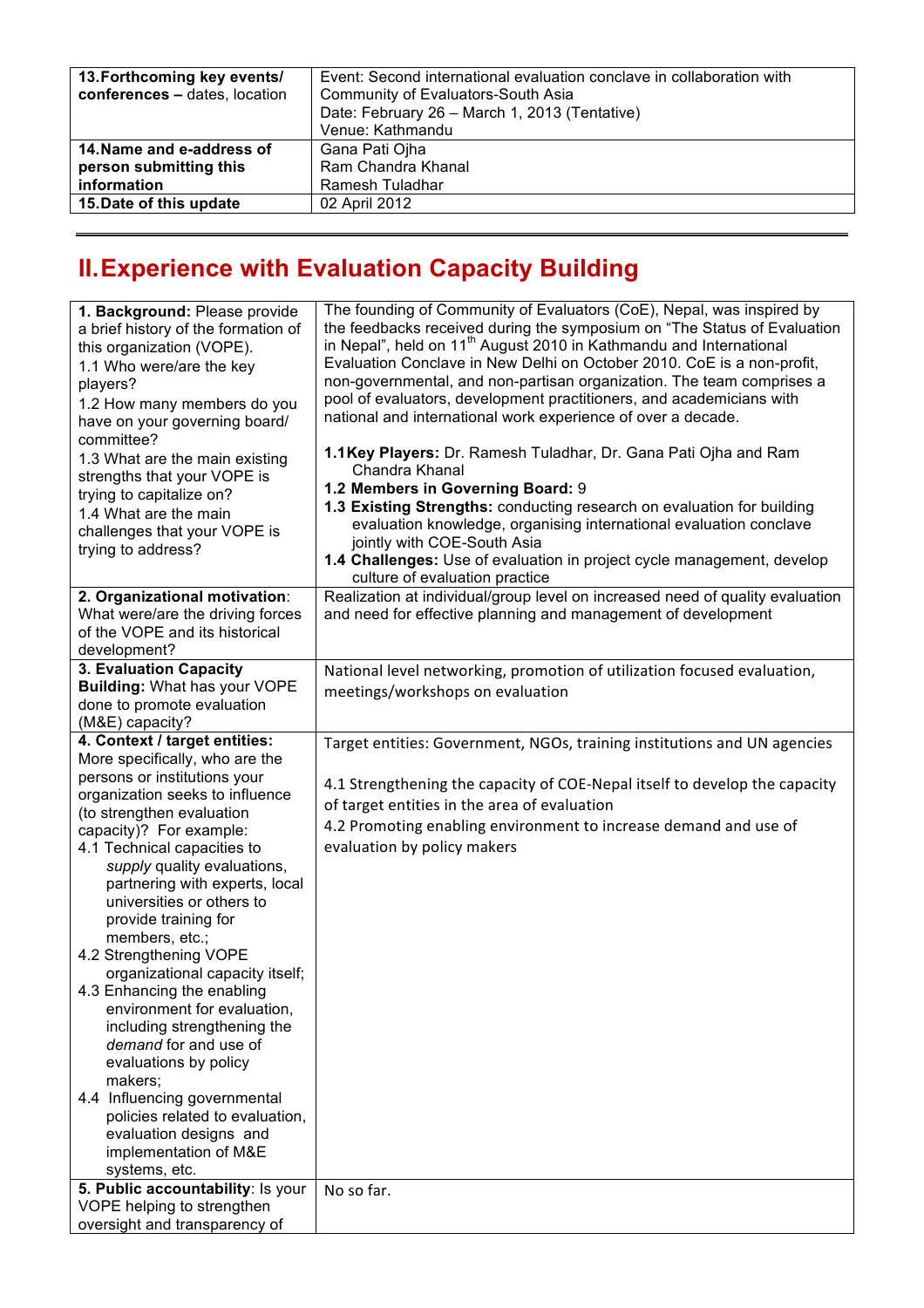| | |
|---|---|
| **13. Forthcoming key events/ conferences –** dates, location | Event: Second international evaluation conclave in collaboration with Community of Evaluators-South Asia<br>Date: February 26 – March 1, 2013 (Tentative)<br>Venue: Kathmandu |
| **14. Name and e-address of person submitting this information** | Gana Pati Ojha<br>Ram Chandra Khanal<br>Ramesh Tuladhar |
| **15. Date of this update** | 02 April 2012 |

## II. Experience with Evaluation Capacity Building

| | |
|---|---|
| **1. Background:** Please provide a brief history of the formation of this organization (VOPE).<br>1.1 Who were/are the key players?<br>1.2 How many members do you have on your governing board/ committee?<br>1.3 What are the main existing strengths that your VOPE is trying to capitalize on?<br>1.4 What are the main challenges that your VOPE is trying to address? | The founding of Community of Evaluators (CoE), Nepal, was inspired by the feedbacks received during the symposium on "The Status of Evaluation in Nepal", held on 11th August 2010 in Kathmandu and International Evaluation Conclave in New Delhi on October 2010. CoE is a non-profit, non-governmental, and non-partisan organization. The team comprises a pool of evaluators, development practitioners, and academicians with national and international work experience of over a decade.<br><br>**1.1 Key Players:** Dr. Ramesh Tuladhar, Dr. Gana Pati Ojha and Ram Chandra Khanal<br>**1.2 Members in Governing Board:** 9<br>**1.3 Existing Strengths:** conducting research on evaluation for building evaluation knowledge, organising international evaluation conclave jointly with COE-South Asia<br>**1.4 Challenges:** Use of evaluation in project cycle management, develop culture of evaluation practice |
| **2. Organizational motivation**: What were/are the driving forces of the VOPE and its historical development? | Realization at individual/group level on increased need of quality evaluation and need for effective planning and management of development |
| **3. Evaluation Capacity Building:** What has your VOPE done to promote evaluation (M&E) capacity? | National level networking, promotion of utilization focused evaluation, meetings/workshops on evaluation |
| **4. Context / target entities:** More specifically, who are the persons or institutions your organization seeks to influence (to strengthen evaluation capacity)? For example:<br>4.1 Technical capacities to *supply* quality evaluations, partnering with experts, local universities or others to provide training for members, etc.;<br>4.2 Strengthening VOPE organizational capacity itself;<br>4.3 Enhancing the enabling environment for evaluation, including strengthening the *demand* for and use of evaluations by policy makers;<br>4.4 Influencing governmental policies related to evaluation, evaluation designs and implementation of M&E systems, etc. | Target entities: Government, NGOs, training institutions and UN agencies<br><br>4.1 Strengthening the capacity of COE-Nepal itself to develop the capacity of target entities in the area of evaluation<br>4.2 Promoting enabling environment to increase demand and use of evaluation by policy makers |
| **5. Public accountability**: Is your VOPE helping to strengthen oversight and transparency of | No so far. |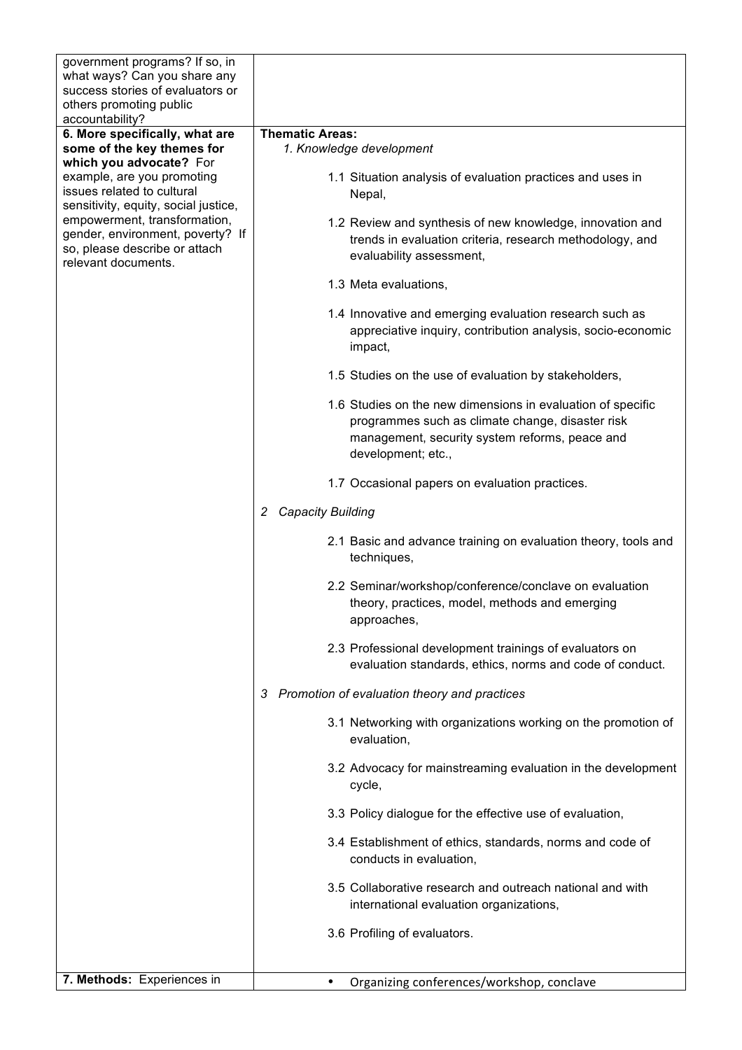| | |
|---|---|
| government programs? If so, in what ways? Can you share any success stories of evaluators or others promoting public accountability? | |
| **6. More specifically, what are some of the key themes for which you advocate?** For example, are you promoting issues related to cultural sensitivity, equity, social justice, empowerment, transformation, gender, environment, poverty? If so, please describe or attach relevant documents. | **Thematic Areas:**<br>*1. Knowledge development*<br>1.1 Situation analysis of evaluation practices and uses in Nepal,<br>1.2 Review and synthesis of new knowledge, innovation and trends in evaluation criteria, research methodology, and evaluability assessment,<br>1.3 Meta evaluations,<br>1.4 Innovative and emerging evaluation research such as appreciative inquiry, contribution analysis, socio-economic impact,<br>1.5 Studies on the use of evaluation by stakeholders,<br>1.6 Studies on the new dimensions in evaluation of specific programmes such as climate change, disaster risk management, security system reforms, peace and development; etc.,<br>1.7 Occasional papers on evaluation practices.<br>*2 Capacity Building*<br>2.1 Basic and advance training on evaluation theory, tools and techniques,<br>2.2 Seminar/workshop/conference/conclave on evaluation theory, practices, model, methods and emerging approaches,<br>2.3 Professional development trainings of evaluators on evaluation standards, ethics, norms and code of conduct.<br>*3 Promotion of evaluation theory and practices*<br>3.1 Networking with organizations working on the promotion of evaluation,<br>3.2 Advocacy for mainstreaming evaluation in the development cycle,<br>3.3 Policy dialogue for the effective use of evaluation,<br>3.4 Establishment of ethics, standards, norms and code of conducts in evaluation,<br>3.5 Collaborative research and outreach national and with international evaluation organizations,<br>3.6 Profiling of evaluators. |
| **7. Methods:** Experiences in | • Organizing conferences/workshop, conclave |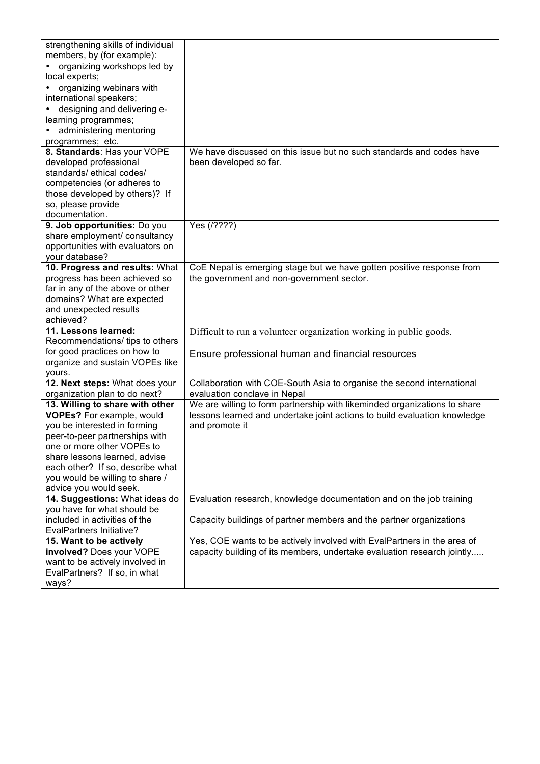| | |
|---|---|
| strengthening skills of individual members, by (for example): <br>• organizing workshops led by local experts; <br>• organizing webinars with international speakers; <br>• designing and delivering e-learning programmes; <br>• administering mentoring programmes; etc. | |
| **8. Standards**: Has your VOPE developed professional standards/ ethical codes/ competencies (or adheres to those developed by others)? If so, please provide documentation. | We have discussed on this issue but no such standards and codes have been developed so far. |
| **9. Job opportunities:** Do you share employment/ consultancy opportunities with evaluators on your database? | Yes (/????) |
| **10. Progress and results:** What progress has been achieved so far in any of the above or other domains? What are expected and unexpected results achieved? | CoE Nepal is emerging stage but we have gotten positive response from the government and non-government sector. |
| **11. Lessons learned:** Recommendations/ tips to others for good practices on how to organize and sustain VOPEs like yours. | Difficult to run a volunteer organization working in public goods. <br><br>Ensure professional human and financial resources |
| **12. Next steps:** What does your organization plan to do next? | Collaboration with COE-South Asia to organise the second international evaluation conclave in Nepal |
| **13. Willing to share with other VOPEs?** For example, would you be interested in forming peer-to-peer partnerships with one or more other VOPEs to share lessons learned, advise each other? If so, describe what you would be willing to share / advice you would seek. | We are willing to form partnership with likeminded organizations to share lessons learned and undertake joint actions to build evaluation knowledge and promote it |
| **14. Suggestions:** What ideas do you have for what should be included in activities of the EvalPartners Initiative? | Evaluation research, knowledge documentation and on the job training <br><br>Capacity buildings of partner members and the partner organizations |
| **15. Want to be actively involved?** Does your VOPE want to be actively involved in EvalPartners? If so, in what ways? | Yes, COE wants to be actively involved with EvalPartners in the area of capacity building of its members, undertake evaluation research jointly..... |